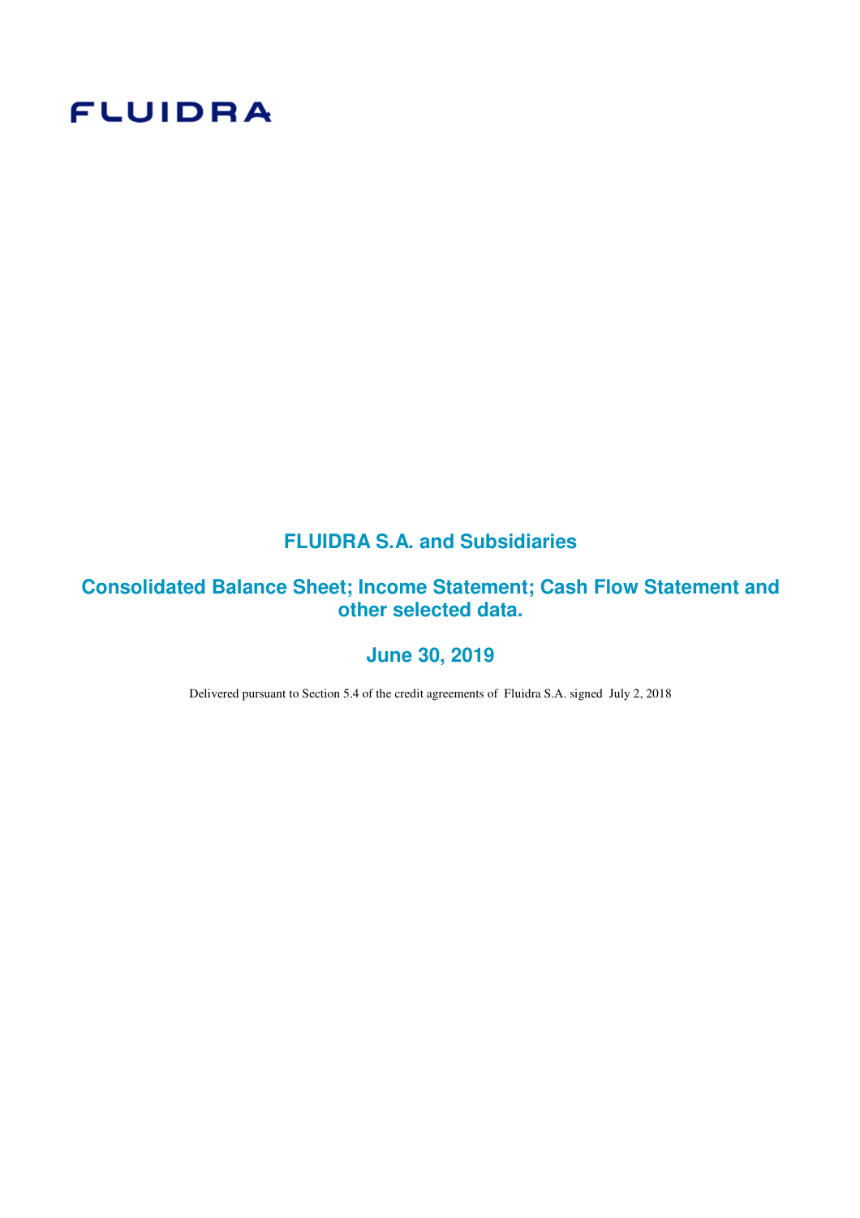# FLUIDRA

## FLUIDRA S.A. and Subsidiaries

## Consolidated Balance Sheet; Income Statement; Cash Flow Statement and other selected data.

## June 30, 2019

Delivered pursuant to Section 5.4 of the credit agreements of Fluidra S.A. signed July 2, 2018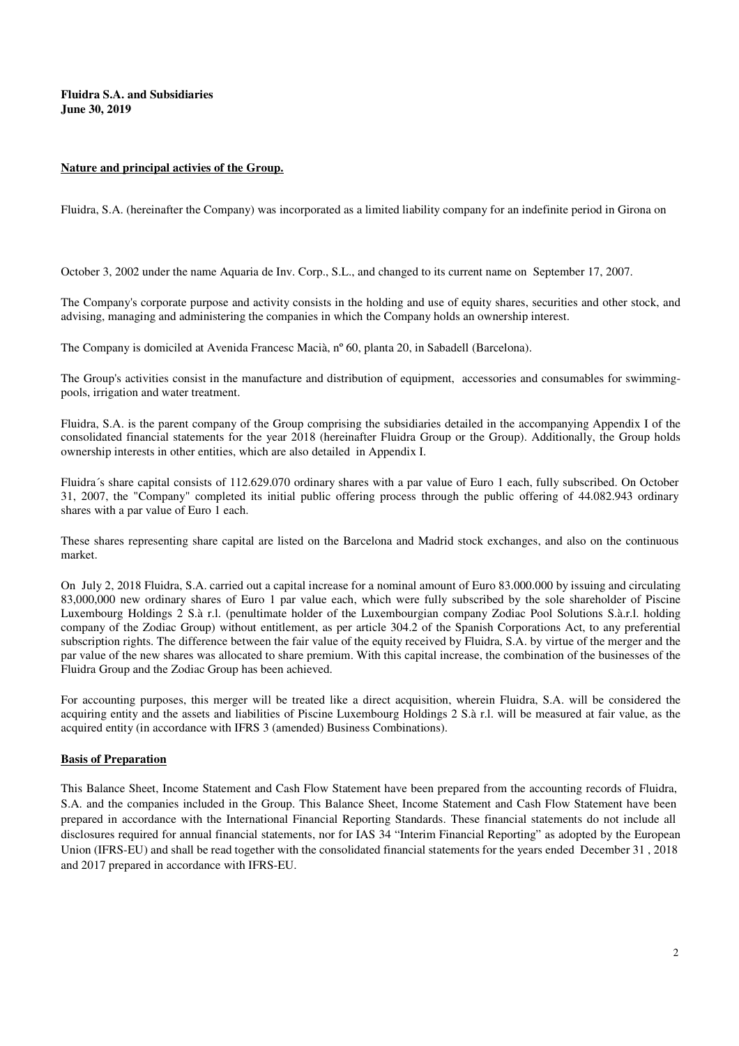**Fluidra S.A. and Subsidiaries**
**June 30, 2019**

**Nature and principal activies of the Group.**

Fluidra, S.A. (hereinafter the Company) was incorporated as a limited liability company for an indefinite period in Girona on

October 3, 2002 under the name Aquaria de Inv. Corp., S.L., and changed to its current name on September 17, 2007.

The Company's corporate purpose and activity consists in the holding and use of equity shares, securities and other stock, and advising, managing and administering the companies in which the Company holds an ownership interest.

The Company is domiciled at Avenida Francesc Macià, nº 60, planta 20, in Sabadell (Barcelona).

The Group's activities consist in the manufacture and distribution of equipment, accessories and consumables for swimming-pools, irrigation and water treatment.

Fluidra, S.A. is the parent company of the Group comprising the subsidiaries detailed in the accompanying Appendix I of the consolidated financial statements for the year 2018 (hereinafter Fluidra Group or the Group). Additionally, the Group holds ownership interests in other entities, which are also detailed in Appendix I.

Fluidra´s share capital consists of 112.629.070 ordinary shares with a par value of Euro 1 each, fully subscribed. On October 31, 2007, the "Company" completed its initial public offering process through the public offering of 44.082.943 ordinary shares with a par value of Euro 1 each.

These shares representing share capital are listed on the Barcelona and Madrid stock exchanges, and also on the continuous market.

On July 2, 2018 Fluidra, S.A. carried out a capital increase for a nominal amount of Euro 83.000.000 by issuing and circulating 83,000,000 new ordinary shares of Euro 1 par value each, which were fully subscribed by the sole shareholder of Piscine Luxembourg Holdings 2 S.à r.l. (penultimate holder of the Luxembourgian company Zodiac Pool Solutions S.à.r.l. holding company of the Zodiac Group) without entitlement, as per article 304.2 of the Spanish Corporations Act, to any preferential subscription rights. The difference between the fair value of the equity received by Fluidra, S.A. by virtue of the merger and the par value of the new shares was allocated to share premium. With this capital increase, the combination of the businesses of the Fluidra Group and the Zodiac Group has been achieved.

For accounting purposes, this merger will be treated like a direct acquisition, wherein Fluidra, S.A. will be considered the acquiring entity and the assets and liabilities of Piscine Luxembourg Holdings 2 S.à r.l. will be measured at fair value, as the acquired entity (in accordance with IFRS 3 (amended) Business Combinations).

**Basis of Preparation**

This Balance Sheet, Income Statement and Cash Flow Statement have been prepared from the accounting records of Fluidra, S.A. and the companies included in the Group. This Balance Sheet, Income Statement and Cash Flow Statement have been prepared in accordance with the International Financial Reporting Standards. These financial statements do not include all disclosures required for annual financial statements, nor for IAS 34 "Interim Financial Reporting" as adopted by the European Union (IFRS-EU) and shall be read together with the consolidated financial statements for the years ended December 31 , 2018 and 2017 prepared in accordance with IFRS-EU.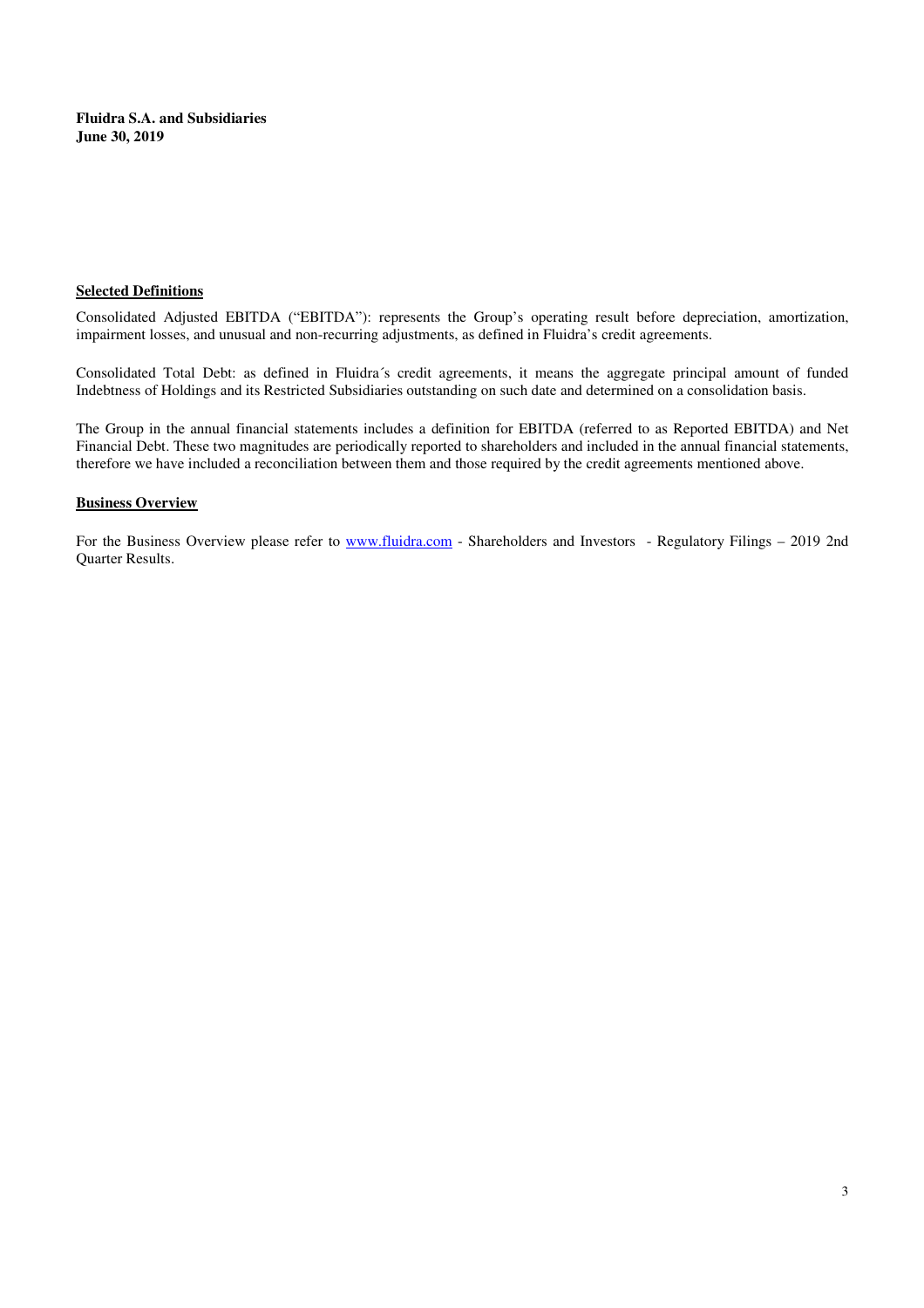**Fluidra S.A. and Subsidiaries**
**June 30, 2019**

## Selected Definitions

Consolidated Adjusted EBITDA ("EBITDA"): represents the Group's operating result before depreciation, amortization, impairment losses, and unusual and non-recurring adjustments, as defined in Fluidra's credit agreements.

Consolidated Total Debt: as defined in Fluidra´s credit agreements, it means the aggregate principal amount of funded Indebtness of Holdings and its Restricted Subsidiaries outstanding on such date and determined on a consolidation basis.

The Group in the annual financial statements includes a definition for EBITDA (referred to as Reported EBITDA) and Net Financial Debt. These two magnitudes are periodically reported to shareholders and included in the annual financial statements, therefore we have included a reconciliation between them and those required by the credit agreements mentioned above.

## Business Overview

For the Business Overview please refer to www.fluidra.com - Shareholders and Investors - Regulatory Filings – 2019 2nd Quarter Results.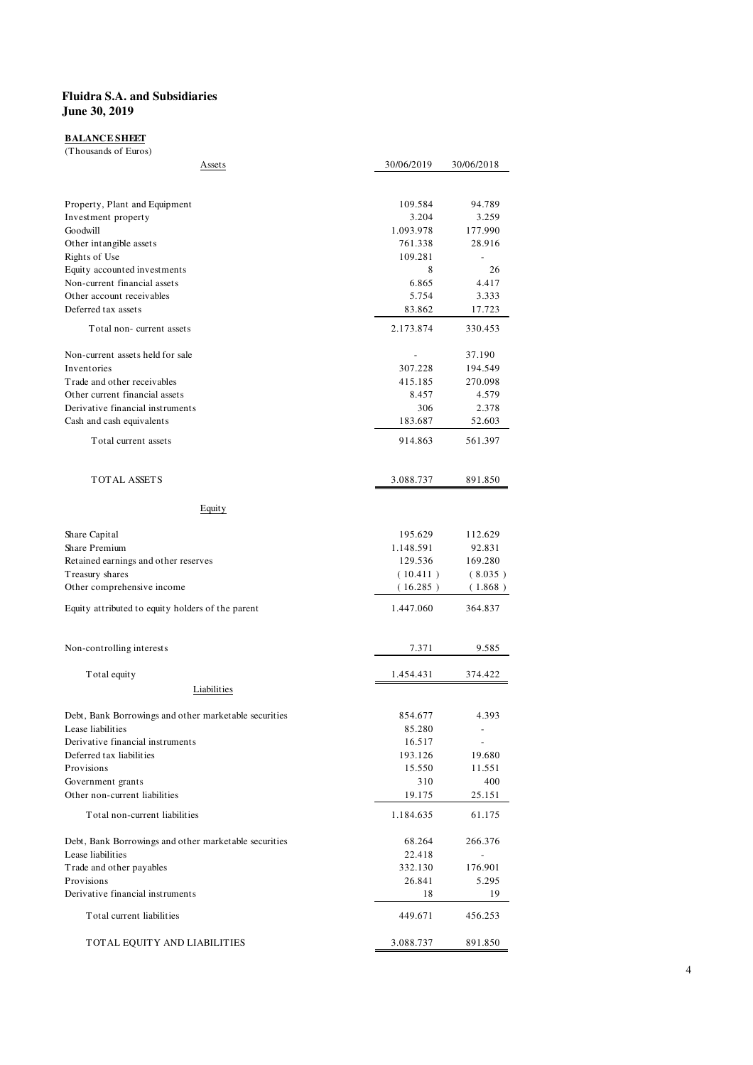**Fluidra S.A. and Subsidiaries**
**June 30, 2019**

**BALANCE SHEET**
(Thousands of Euros)

| Assets | 30/06/2019 | 30/06/2018 |
|---|---|---|
| Property, Plant and Equipment | 109.584 | 94.789 |
| Investment property | 3.204 | 3.259 |
| Goodwill | 1.093.978 | 177.990 |
| Other intangible assets | 761.338 | 28.916 |
| Rights of Use | 109.281 | - |
| Equity accounted investments | 8 | 26 |
| Non-current financial assets | 6.865 | 4.417 |
| Other account receivables | 5.754 | 3.333 |
| Deferred tax assets | 83.862 | 17.723 |
| Total non- current assets | 2.173.874 | 330.453 |
| Non-current assets held for sale | - | 37.190 |
| Inventories | 307.228 | 194.549 |
| Trade and other receivables | 415.185 | 270.098 |
| Other current financial assets | 8.457 | 4.579 |
| Derivative financial instruments | 306 | 2.378 |
| Cash and cash equivalents | 183.687 | 52.603 |
| Total current assets | 914.863 | 561.397 |
| TOTAL ASSETS | 3.088.737 | 891.850 |
| **Equity** | | |
| Share Capital | 195.629 | 112.629 |
| Share Premium | 1.148.591 | 92.831 |
| Retained earnings and other reserves | 129.536 | 169.280 |
| Treasury shares | ( 10.411 ) | ( 8.035 ) |
| Other comprehensive income | ( 16.285 ) | ( 1.868 ) |
| Equity attributed to equity holders of the parent | 1.447.060 | 364.837 |
| Non-controlling interests | 7.371 | 9.585 |
| Total equity | 1.454.431 | 374.422 |
| **Liabilities** | | |
| Debt, Bank Borrowings and other marketable securities | 854.677 | 4.393 |
| Lease liabilities | 85.280 | - |
| Derivative financial instruments | 16.517 | - |
| Deferred tax liabilities | 193.126 | 19.680 |
| Provisions | 15.550 | 11.551 |
| Government grants | 310 | 400 |
| Other non-current liabilities | 19.175 | 25.151 |
| Total non-current liabilities | 1.184.635 | 61.175 |
| Debt, Bank Borrowings and other marketable securities | 68.264 | 266.376 |
| Lease liabilities | 22.418 | - |
| Trade and other payables | 332.130 | 176.901 |
| Provisions | 26.841 | 5.295 |
| Derivative financial instruments | 18 | 19 |
| Total current liabilities | 449.671 | 456.253 |
| TOTAL EQUITY AND LIABILITIES | 3.088.737 | 891.850 |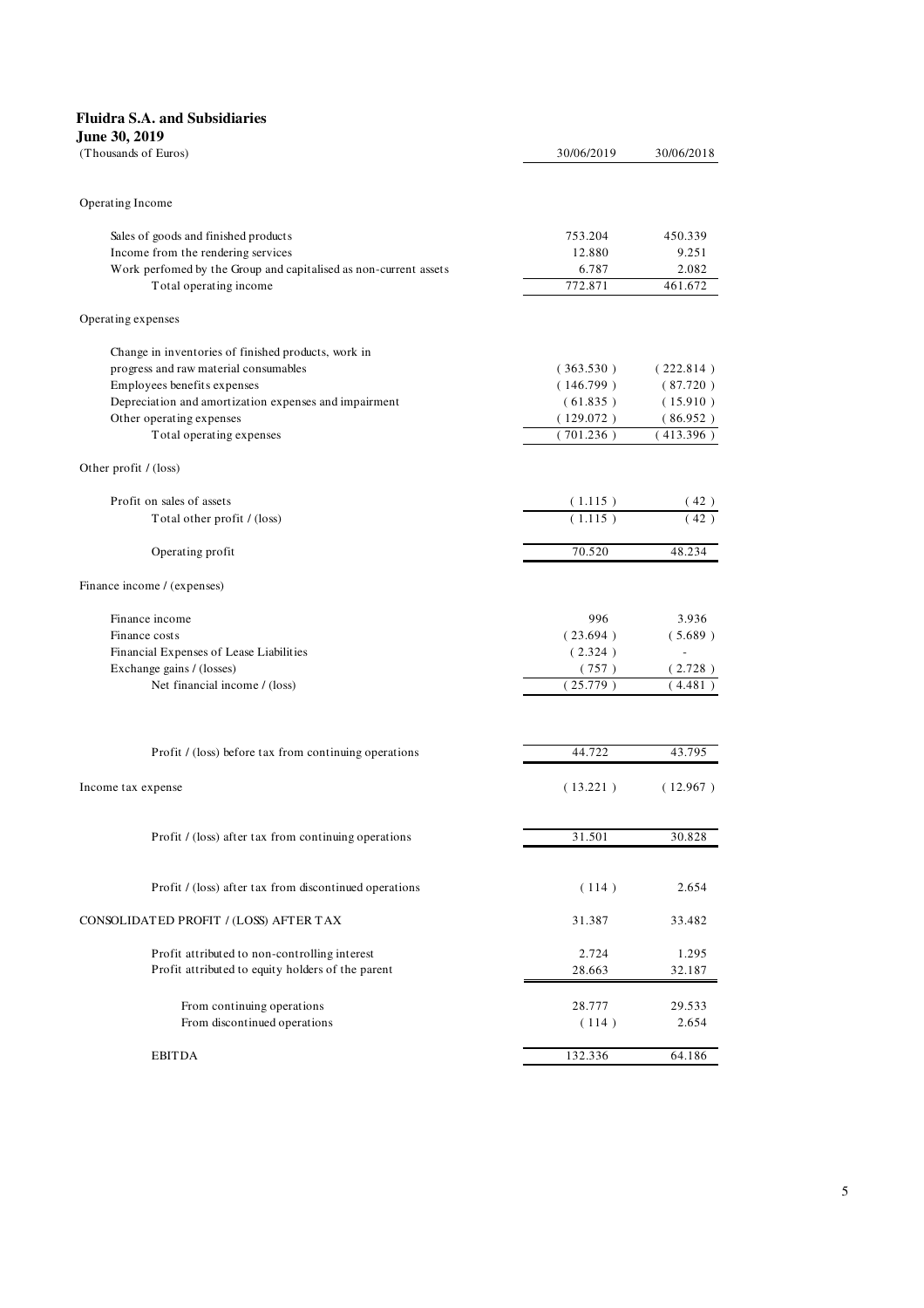**Fluidra S.A. and Subsidiaries**
**June 30, 2019**

| (Thousands of Euros) | 30/06/2019 | 30/06/2018 |
| --- | --- | --- |
| Operating Income | | |
| Sales of goods and finished products | 753.204 | 450.339 |
| Income from the rendering services | 12.880 | 9.251 |
| Work perfomed by the Group and capitalised as non-current assets | 6.787 | 2.082 |
| Total operating income | 772.871 | 461.672 |
| Operating expenses | | |
| Change in inventories of finished products, work in progress and raw material consumables | ( 363.530 ) | ( 222.814 ) |
| Employees benefits expenses | ( 146.799 ) | ( 87.720 ) |
| Depreciation and amortization expenses and impairment | ( 61.835 ) | ( 15.910 ) |
| Other operating expenses | ( 129.072 ) | ( 86.952 ) |
| Total operating expenses | ( 701.236 ) | ( 413.396 ) |
| Other profit / (loss) | | |
| Profit on sales of assets | ( 1.115 ) | ( 42 ) |
| Total other profit / (loss) | ( 1.115 ) | ( 42 ) |
| Operating profit | 70.520 | 48.234 |
| Finance income / (expenses) | | |
| Finance income | 996 | 3.936 |
| Finance costs | ( 23.694 ) | ( 5.689 ) |
| Financial Expenses of Lease Liabilities | ( 2.324 ) | - |
| Exchange gains / (losses) | ( 757 ) | ( 2.728 ) |
| Net financial income / (loss) | ( 25.779 ) | ( 4.481 ) |
| Profit / (loss) before tax from continuing operations | 44.722 | 43.795 |
| Income tax expense | ( 13.221 ) | ( 12.967 ) |
| Profit / (loss) after tax from continuing operations | 31.501 | 30.828 |
| Profit / (loss) after tax from discontinued operations | ( 114 ) | 2.654 |
| CONSOLIDATED PROFIT / (LOSS) AFTER TAX | 31.387 | 33.482 |
| Profit attributed to non-controlling interest | 2.724 | 1.295 |
| Profit attributed to equity holders of the parent | 28.663 | 32.187 |
| From continuing operations | 28.777 | 29.533 |
| From discontinued operations | ( 114 ) | 2.654 |
| EBITDA | 132.336 | 64.186 |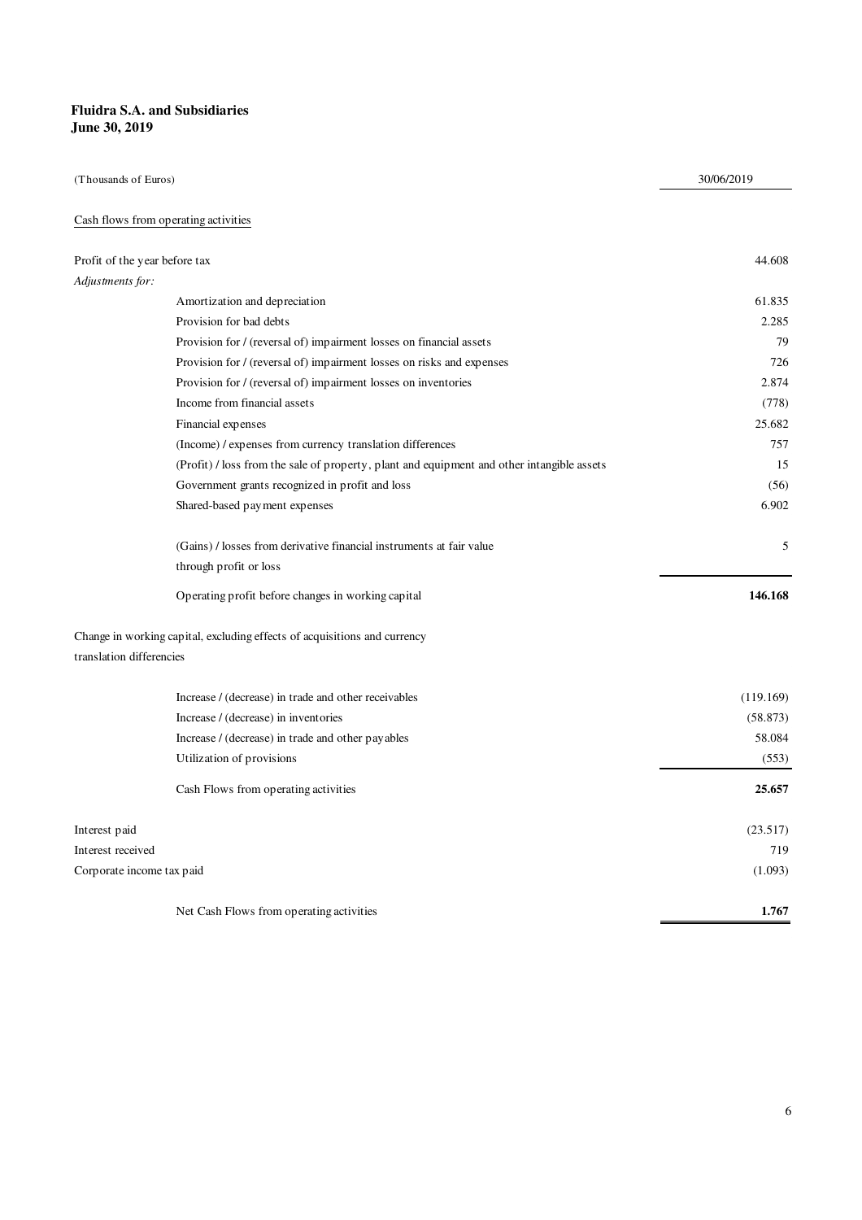**Fluidra S.A. and Subsidiaries**
**June 30, 2019**

| (Thousands of Euros) | 30/06/2019 |
|---|---|
| Cash flows from operating activities | |
| | |
| Profit of the year before tax | 44.608 |
| *Adjustments for:* | |
| Amortization and depreciation | 61.835 |
| Provision for bad debts | 2.285 |
| Provision for / (reversal of) impairment losses on financial assets | 79 |
| Provision for / (reversal of) impairment losses on risks and expenses | 726 |
| Provision for / (reversal of) impairment losses on inventories | 2.874 |
| Income from financial assets | (778) |
| Financial expenses | 25.682 |
| (Income) / expenses from currency translation differences | 757 |
| (Profit) / loss from the sale of property, plant and equipment and other intangible assets | 15 |
| Government grants recognized in profit and loss | (56) |
| Shared-based payment expenses | 6.902 |
| (Gains) / losses from derivative financial instruments at fair value through profit or loss | 5 |
| Operating profit before changes in working capital | **146.168** |
| Change in working capital, excluding effects of acquisitions and currency translation differencies | |
| Increase / (decrease) in trade and other receivables | (119.169) |
| Increase / (decrease) in inventories | (58.873) |
| Increase / (decrease) in trade and other payables | 58.084 |
| Utilization of provisions | (553) |
| Cash Flows from operating activities | **25.657** |
| Interest paid | (23.517) |
| Interest received | 719 |
| Corporate income tax paid | (1.093) |
| Net Cash Flows from operating activities | **1.767** |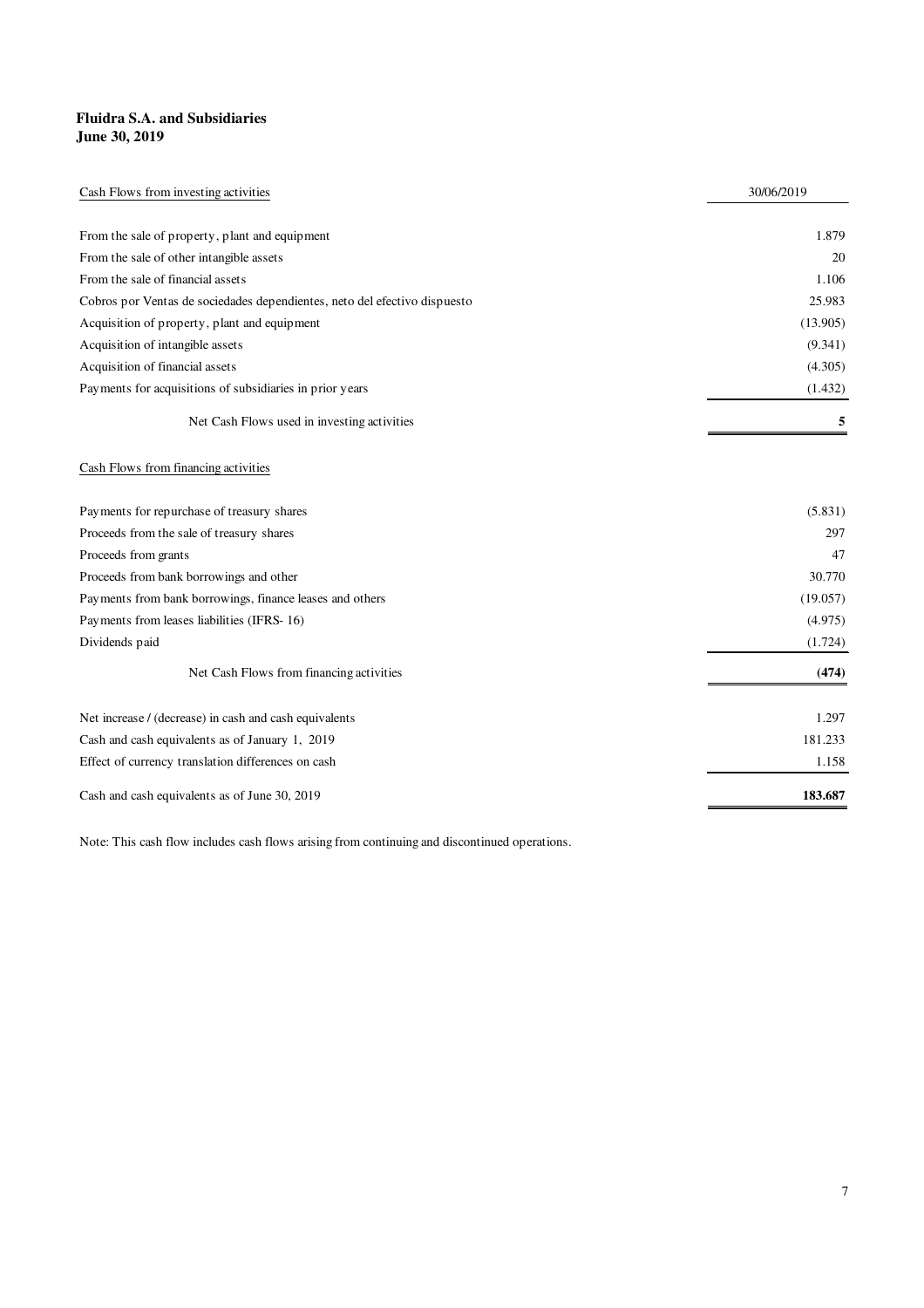**Fluidra S.A. and Subsidiaries**
**June 30, 2019**

| Cash Flows from investing activities | 30/06/2019 |
|---|---|
| From the sale of property, plant and equipment | 1.879 |
| From the sale of other intangible assets | 20 |
| From the sale of financial assets | 1.106 |
| Cobros por Ventas de sociedades dependientes, neto del efectivo dispuesto | 25.983 |
| Acquisition of property, plant and equipment | (13.905) |
| Acquisition of intangible assets | (9.341) |
| Acquisition of financial assets | (4.305) |
| Payments for acquisitions of subsidiaries in prior years | (1.432) |
| Net Cash Flows used in investing activities | **5** |
| Cash Flows from financing activities | |
| Payments for repurchase of treasury shares | (5.831) |
| Proceeds from the sale of treasury shares | 297 |
| Proceeds from grants | 47 |
| Proceeds from bank borrowings and other | 30.770 |
| Payments from bank borrowings, finance leases and others | (19.057) |
| Payments from leases liabilities (IFRS- 16) | (4.975) |
| Dividends paid | (1.724) |
| Net Cash Flows from financing activities | **(474)** |
| Net increase / (decrease) in cash and cash equivalents | 1.297 |
| Cash and cash equivalents as of January 1, 2019 | 181.233 |
| Effect of currency translation differences on cash | 1.158 |
| Cash and cash equivalents as of June 30, 2019 | **183.687** |

Note: This cash flow includes cash flows arising from continuing and discontinued operations.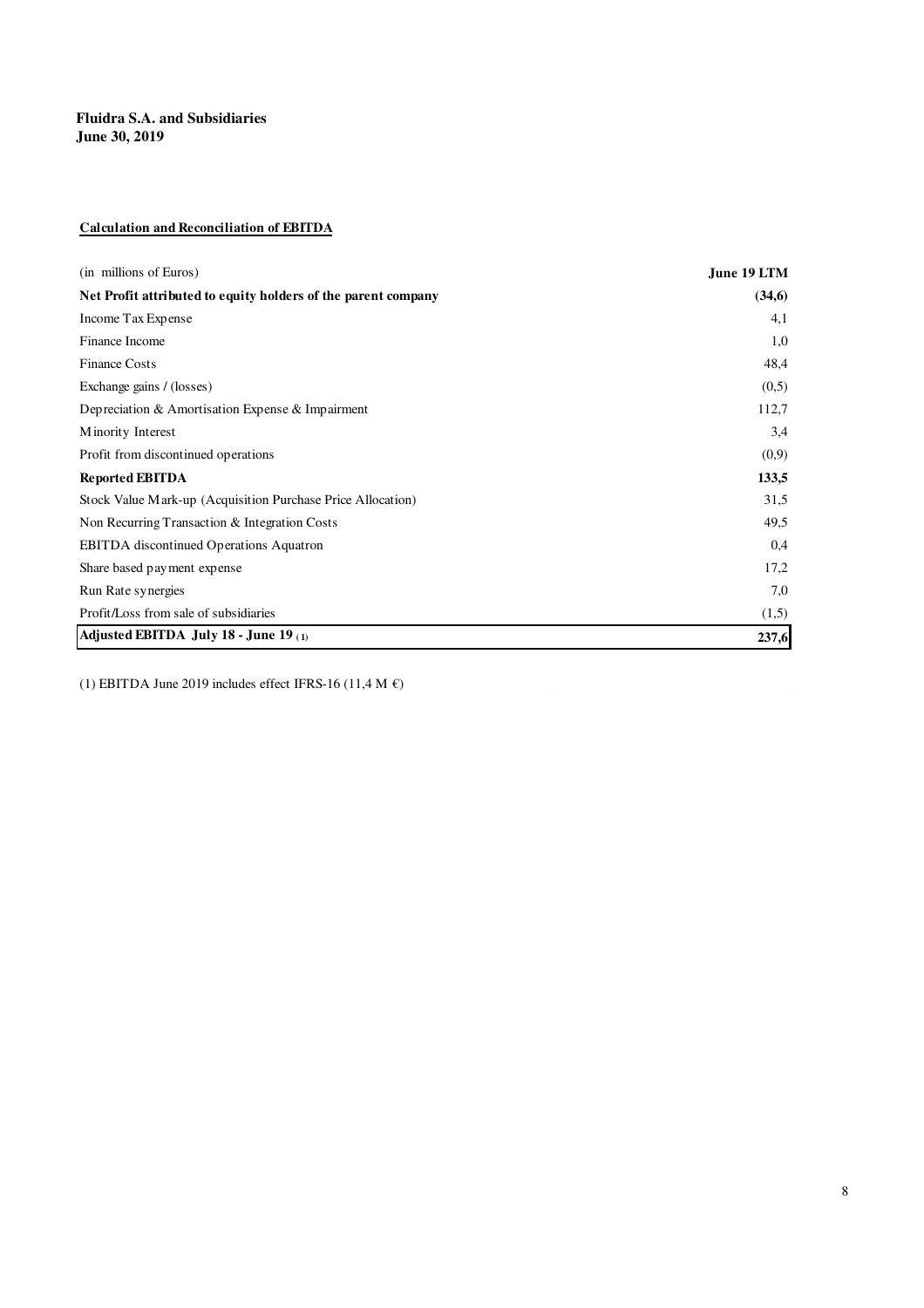**Fluidra S.A. and Subsidiaries**
**June 30, 2019**

**Calculation and Reconciliation of EBITDA**

| (in millions of Euros) | June 19 LTM |
|---|---|
| **Net Profit attributed to equity holders of the parent company** | **(34,6)** |
| Income Tax Expense | 4,1 |
| Finance Income | 1,0 |
| Finance Costs | 48,4 |
| Exchange gains / (losses) | (0,5) |
| Depreciation & Amortisation Expense & Impairment | 112,7 |
| Minority Interest | 3,4 |
| Profit from discontinued operations | (0,9) |
| **Reported EBITDA** | **133,5** |
| Stock Value Mark-up (Acquisition Purchase Price Allocation) | 31,5 |
| Non Recurring Transaction & Integration Costs | 49,5 |
| EBITDA discontinued Operations Aquatron | 0,4 |
| Share based payment expense | 17,2 |
| Run Rate synergies | 7,0 |
| Profit/Loss from sale of subsidiaries | (1,5) |
| **Adjusted EBITDA July 18 - June 19 (1)** | **237,6** |

(1) EBITDA June 2019 includes effect IFRS-16 (11,4 M €)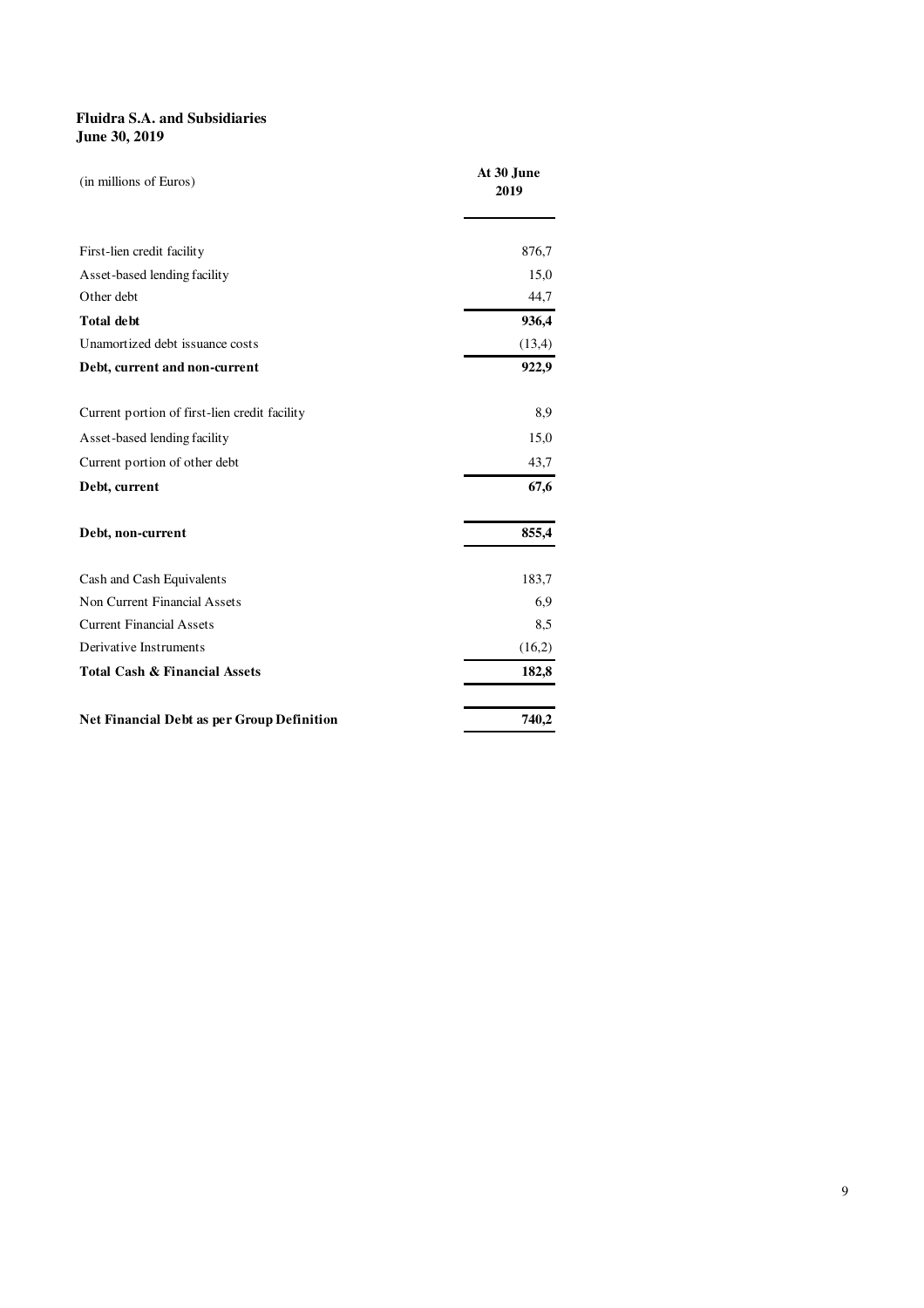**Fluidra S.A. and Subsidiaries**
**June 30, 2019**

| (in millions of Euros) | At 30 June 2019 |
| --- | --- |
| First-lien credit facility | 876,7 |
| Asset-based lending facility | 15,0 |
| Other debt | 44,7 |
| **Total debt** | **936,4** |
| Unamortized debt issuance costs | (13,4) |
| **Debt, current and non-current** | **922,9** |
| | |
| Current portion of first-lien credit facility | 8,9 |
| Asset-based lending facility | 15,0 |
| Current portion of other debt | 43,7 |
| **Debt, current** | **67,6** |
| | |
| **Debt, non-current** | **855,4** |
| | |
| Cash and Cash Equivalents | 183,7 |
| Non Current Financial Assets | 6,9 |
| Current Financial Assets | 8,5 |
| Derivative Instruments | (16,2) |
| **Total Cash & Financial Assets** | **182,8** |
| | |
| **Net Financial Debt as per Group Definition** | **740,2** |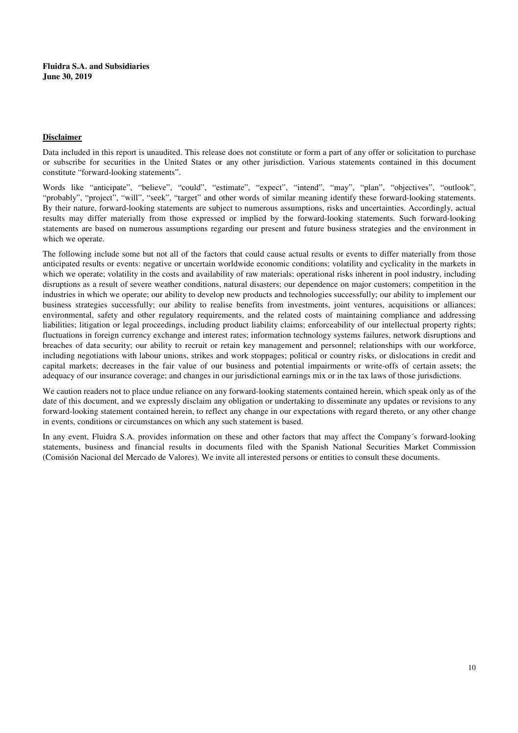**Fluidra S.A. and Subsidiaries**
**June 30, 2019**

## Disclaimer

Data included in this report is unaudited. This release does not constitute or form a part of any offer or solicitation to purchase or subscribe for securities in the United States or any other jurisdiction. Various statements contained in this document constitute "forward-looking statements".

Words like "anticipate", "believe", "could", "estimate", "expect", "intend", "may", "plan", "objectives", "outlook", "probably", "project", "will", "seek", "target" and other words of similar meaning identify these forward-looking statements. By their nature, forward-looking statements are subject to numerous assumptions, risks and uncertainties. Accordingly, actual results may differ materially from those expressed or implied by the forward-looking statements. Such forward-looking statements are based on numerous assumptions regarding our present and future business strategies and the environment in which we operate.

The following include some but not all of the factors that could cause actual results or events to differ materially from those anticipated results or events: negative or uncertain worldwide economic conditions; volatility and cyclicality in the markets in which we operate; volatility in the costs and availability of raw materials; operational risks inherent in pool industry, including disruptions as a result of severe weather conditions, natural disasters; our dependence on major customers; competition in the industries in which we operate; our ability to develop new products and technologies successfully; our ability to implement our business strategies successfully; our ability to realise benefits from investments, joint ventures, acquisitions or alliances; environmental, safety and other regulatory requirements, and the related costs of maintaining compliance and addressing liabilities; litigation or legal proceedings, including product liability claims; enforceability of our intellectual property rights; fluctuations in foreign currency exchange and interest rates; information technology systems failures, network disruptions and breaches of data security; our ability to recruit or retain key management and personnel; relationships with our workforce, including negotiations with labour unions, strikes and work stoppages; political or country risks, or dislocations in credit and capital markets; decreases in the fair value of our business and potential impairments or write-offs of certain assets; the adequacy of our insurance coverage; and changes in our jurisdictional earnings mix or in the tax laws of those jurisdictions.

We caution readers not to place undue reliance on any forward-looking statements contained herein, which speak only as of the date of this document, and we expressly disclaim any obligation or undertaking to disseminate any updates or revisions to any forward-looking statement contained herein, to reflect any change in our expectations with regard thereto, or any other change in events, conditions or circumstances on which any such statement is based.

In any event, Fluidra S.A. provides information on these and other factors that may affect the Company´s forward-looking statements, business and financial results in documents filed with the Spanish National Securities Market Commission (Comisión Nacional del Mercado de Valores). We invite all interested persons or entities to consult these documents.